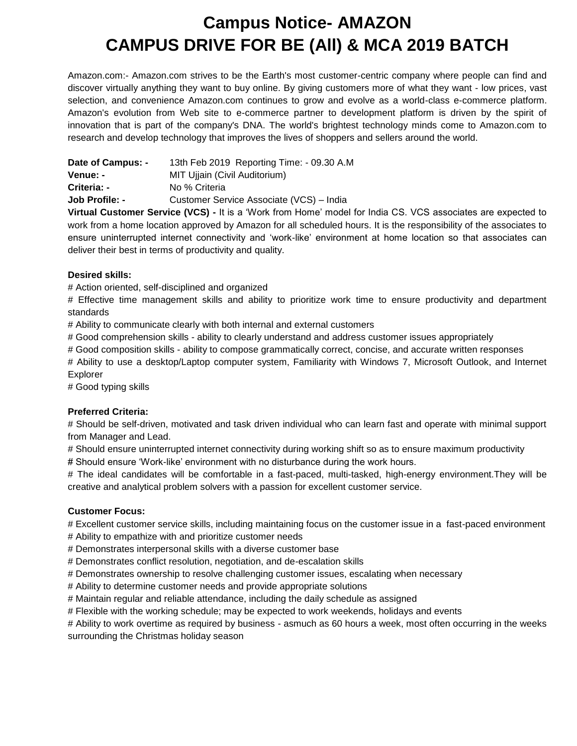# Campus Notice- AMAZON
# CAMPUS DRIVE FOR BE (All) & MCA 2019 BATCH

Amazon.com:- Amazon.com strives to be the Earth's most customer-centric company where people can find and discover virtually anything they want to buy online. By giving customers more of what they want - low prices, vast selection, and convenience Amazon.com continues to grow and evolve as a world-class e-commerce platform. Amazon's evolution from Web site to e-commerce partner to development platform is driven by the spirit of innovation that is part of the company's DNA. The world's brightest technology minds come to Amazon.com to research and develop technology that improves the lives of shoppers and sellers around the world.

**Date of Campus: -** 13th Feb 2019 Reporting Time: - 09.30 A.M
**Venue: -** MIT Ujjain (Civil Auditorium)
**Criteria: -** No % Criteria
**Job Profile: -** Customer Service Associate (VCS) – India

**Virtual Customer Service (VCS) -** It is a 'Work from Home' model for India CS. VCS associates are expected to work from a home location approved by Amazon for all scheduled hours. It is the responsibility of the associates to ensure uninterrupted internet connectivity and 'work-like' environment at home location so that associates can deliver their best in terms of productivity and quality.

**Desired skills:**

# Action oriented, self-disciplined and organized
# Effective time management skills and ability to prioritize work time to ensure productivity and department standards
# Ability to communicate clearly with both internal and external customers
# Good comprehension skills - ability to clearly understand and address customer issues appropriately
# Good composition skills - ability to compose grammatically correct, concise, and accurate written responses
# Ability to use a desktop/Laptop computer system, Familiarity with Windows 7, Microsoft Outlook, and Internet Explorer
# Good typing skills

**Preferred Criteria:**

# Should be self-driven, motivated and task driven individual who can learn fast and operate with minimal support from Manager and Lead.
# Should ensure uninterrupted internet connectivity during working shift so as to ensure maximum productivity
# Should ensure 'Work-like' environment with no disturbance during the work hours.
# The ideal candidates will be comfortable in a fast-paced, multi-tasked, high-energy environment.They will be creative and analytical problem solvers with a passion for excellent customer service.

**Customer Focus:**

# Excellent customer service skills, including maintaining focus on the customer issue in a fast-paced environment
# Ability to empathize with and prioritize customer needs
# Demonstrates interpersonal skills with a diverse customer base
# Demonstrates conflict resolution, negotiation, and de-escalation skills
# Demonstrates ownership to resolve challenging customer issues, escalating when necessary
# Ability to determine customer needs and provide appropriate solutions
# Maintain regular and reliable attendance, including the daily schedule as assigned
# Flexible with the working schedule; may be expected to work weekends, holidays and events
# Ability to work overtime as required by business - asmuch as 60 hours a week, most often occurring in the weeks surrounding the Christmas holiday season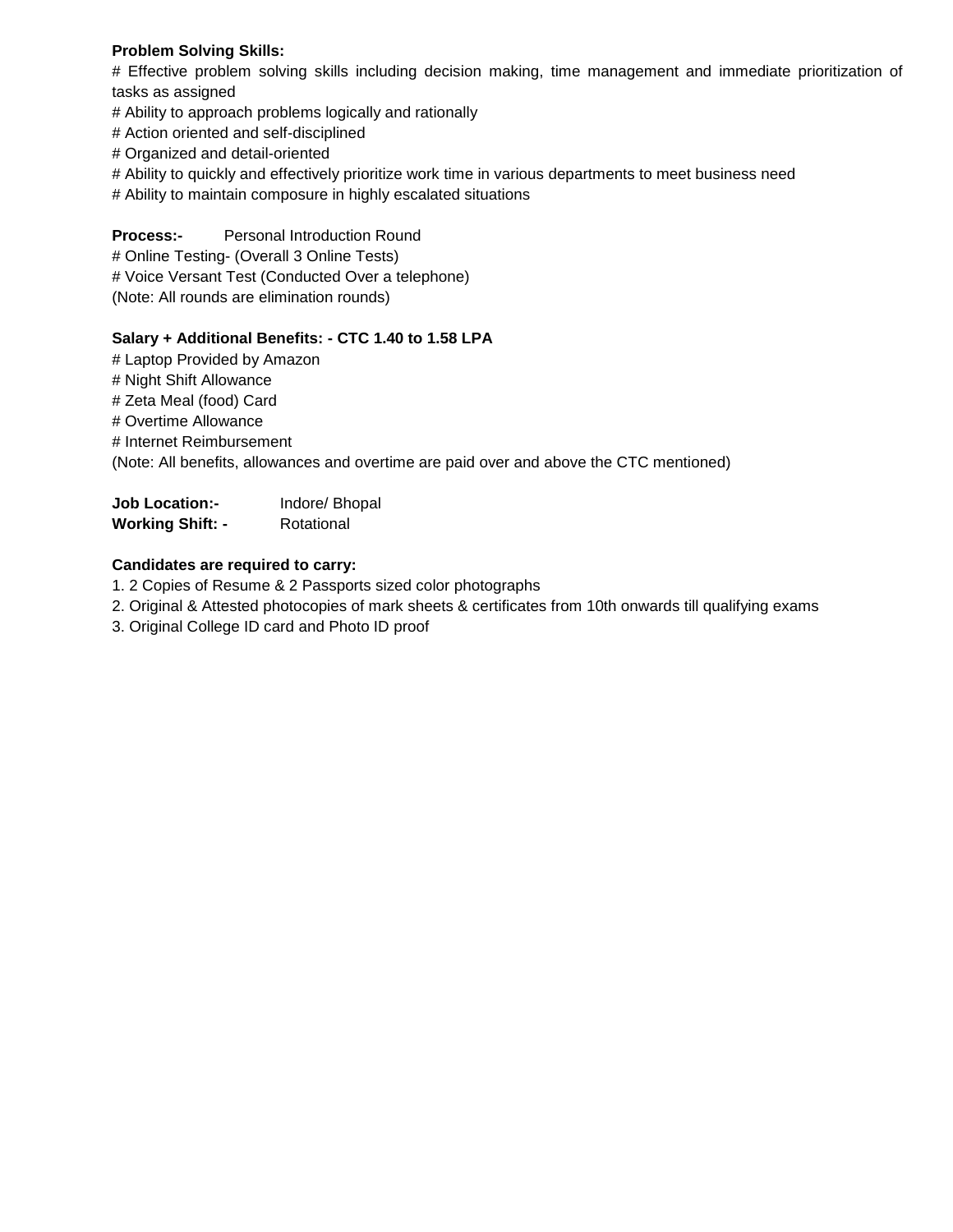**Problem Solving Skills:**

# Effective problem solving skills including decision making, time management and immediate prioritization of tasks as assigned

# Ability to approach problems logically and rationally

# Action oriented and self-disciplined

# Organized and detail-oriented

# Ability to quickly and effectively prioritize work time in various departments to meet business need

# Ability to maintain composure in highly escalated situations

**Process:-** Personal Introduction Round

# Online Testing- (Overall 3 Online Tests)

# Voice Versant Test (Conducted Over a telephone)

(Note: All rounds are elimination rounds)

**Salary + Additional Benefits: - CTC 1.40 to 1.58 LPA**

# Laptop Provided by Amazon

# Night Shift Allowance

# Zeta Meal (food) Card

# Overtime Allowance

# Internet Reimbursement

(Note: All benefits, allowances and overtime are paid over and above the CTC mentioned)

**Job Location:-** Indore/ Bhopal

**Working Shift: -** Rotational

**Candidates are required to carry:**

1. 2 Copies of Resume & 2 Passports sized color photographs
2. Original & Attested photocopies of mark sheets & certificates from 10th onwards till qualifying exams
3. Original College ID card and Photo ID proof